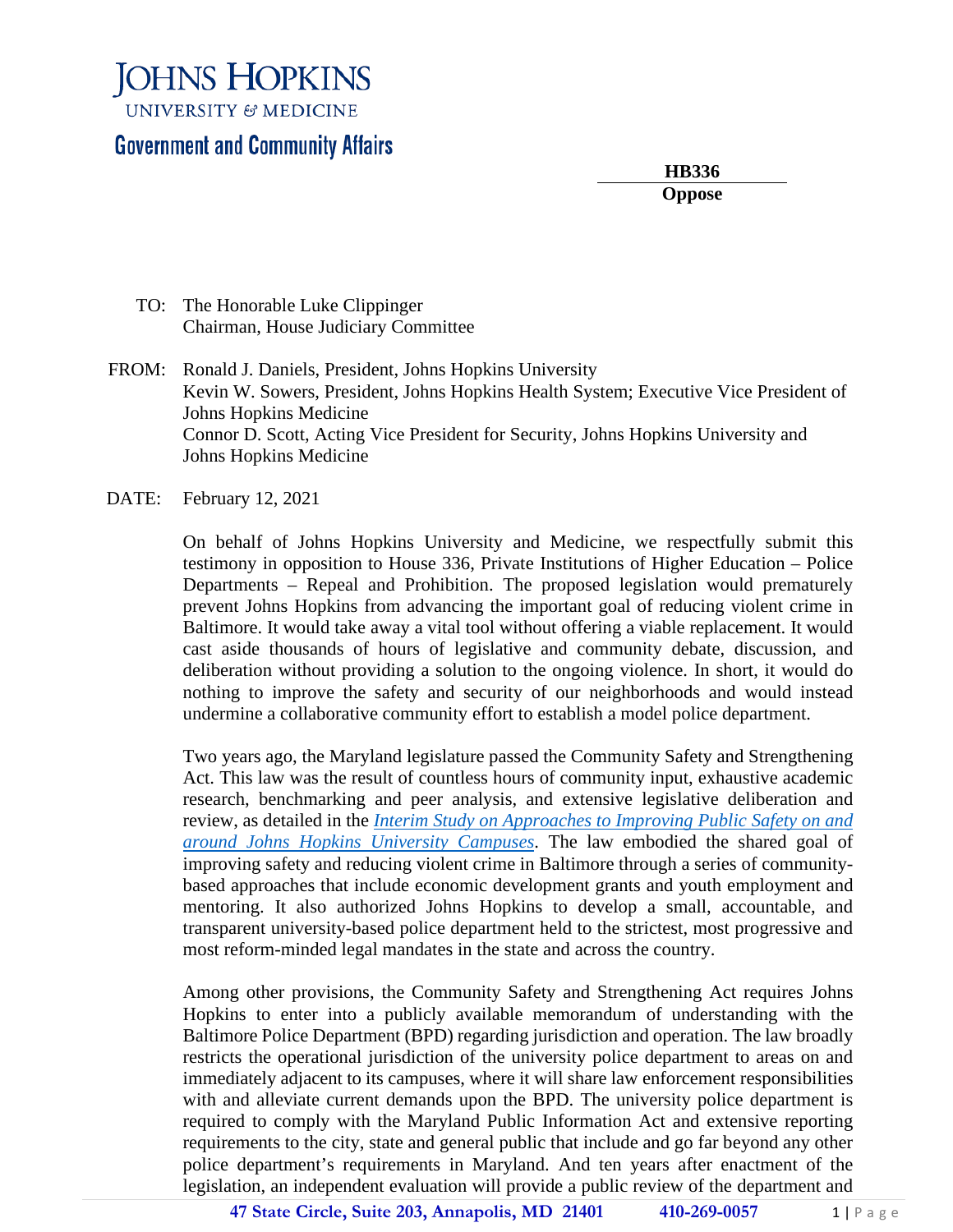# JOHNS HOPKINS

UNIVERSITY & MEDICINE

## Government and Community Affairs

**HB336**
**Oppose**

TO: The Honorable Luke Clippinger
Chairman, House Judiciary Committee

FROM: Ronald J. Daniels, President, Johns Hopkins University
Kevin W. Sowers, President, Johns Hopkins Health System; Executive Vice President of Johns Hopkins Medicine
Connor D. Scott, Acting Vice President for Security, Johns Hopkins University and Johns Hopkins Medicine

DATE: February 12, 2021

On behalf of Johns Hopkins University and Medicine, we respectfully submit this testimony in opposition to House 336, Private Institutions of Higher Education – Police Departments – Repeal and Prohibition. The proposed legislation would prematurely prevent Johns Hopkins from advancing the important goal of reducing violent crime in Baltimore. It would take away a vital tool without offering a viable replacement. It would cast aside thousands of hours of legislative and community debate, discussion, and deliberation without providing a solution to the ongoing violence. In short, it would do nothing to improve the safety and security of our neighborhoods and would instead undermine a collaborative community effort to establish a model police department.

Two years ago, the Maryland legislature passed the Community Safety and Strengthening Act. This law was the result of countless hours of community input, exhaustive academic research, benchmarking and peer analysis, and extensive legislative deliberation and review, as detailed in the *Interim Study on Approaches to Improving Public Safety on and around Johns Hopkins University Campuses*. The law embodied the shared goal of improving safety and reducing violent crime in Baltimore through a series of community-based approaches that include economic development grants and youth employment and mentoring. It also authorized Johns Hopkins to develop a small, accountable, and transparent university-based police department held to the strictest, most progressive and most reform-minded legal mandates in the state and across the country.

Among other provisions, the Community Safety and Strengthening Act requires Johns Hopkins to enter into a publicly available memorandum of understanding with the Baltimore Police Department (BPD) regarding jurisdiction and operation. The law broadly restricts the operational jurisdiction of the university police department to areas on and immediately adjacent to its campuses, where it will share law enforcement responsibilities with and alleviate current demands upon the BPD. The university police department is required to comply with the Maryland Public Information Act and extensive reporting requirements to the city, state and general public that include and go far beyond any other police department's requirements in Maryland. And ten years after enactment of the legislation, an independent evaluation will provide a public review of the department and

47 State Circle, Suite 203, Annapolis, MD 21401 410-269-0057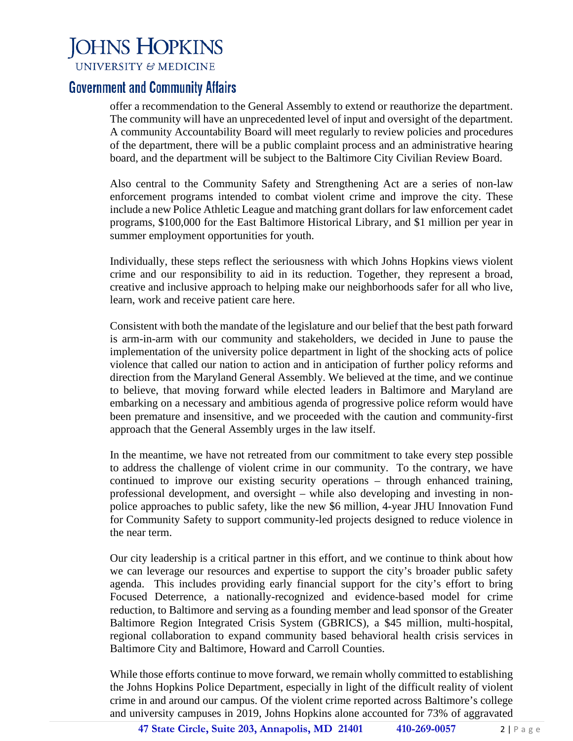offer a recommendation to the General Assembly to extend or reauthorize the department. The community will have an unprecedented level of input and oversight of the department. A community Accountability Board will meet regularly to review policies and procedures of the department, there will be a public complaint process and an administrative hearing board, and the department will be subject to the Baltimore City Civilian Review Board.

Also central to the Community Safety and Strengthening Act are a series of non-law enforcement programs intended to combat violent crime and improve the city. These include a new Police Athletic League and matching grant dollars for law enforcement cadet programs, $100,000 for the East Baltimore Historical Library, and $1 million per year in summer employment opportunities for youth.

Individually, these steps reflect the seriousness with which Johns Hopkins views violent crime and our responsibility to aid in its reduction. Together, they represent a broad, creative and inclusive approach to helping make our neighborhoods safer for all who live, learn, work and receive patient care here.

Consistent with both the mandate of the legislature and our belief that the best path forward is arm-in-arm with our community and stakeholders, we decided in June to pause the implementation of the university police department in light of the shocking acts of police violence that called our nation to action and in anticipation of further policy reforms and direction from the Maryland General Assembly. We believed at the time, and we continue to believe, that moving forward while elected leaders in Baltimore and Maryland are embarking on a necessary and ambitious agenda of progressive police reform would have been premature and insensitive, and we proceeded with the caution and community-first approach that the General Assembly urges in the law itself.

In the meantime, we have not retreated from our commitment to take every step possible to address the challenge of violent crime in our community. To the contrary, we have continued to improve our existing security operations – through enhanced training, professional development, and oversight – while also developing and investing in non-police approaches to public safety, like the new $6 million, 4-year JHU Innovation Fund for Community Safety to support community-led projects designed to reduce violence in the near term.

Our city leadership is a critical partner in this effort, and we continue to think about how we can leverage our resources and expertise to support the city's broader public safety agenda. This includes providing early financial support for the city's effort to bring Focused Deterrence, a nationally-recognized and evidence-based model for crime reduction, to Baltimore and serving as a founding member and lead sponsor of the Greater Baltimore Region Integrated Crisis System (GBRICS), a $45 million, multi-hospital, regional collaboration to expand community based behavioral health crisis services in Baltimore City and Baltimore, Howard and Carroll Counties.

While those efforts continue to move forward, we remain wholly committed to establishing the Johns Hopkins Police Department, especially in light of the difficult reality of violent crime in and around our campus. Of the violent crime reported across Baltimore's college and university campuses in 2019, Johns Hopkins alone accounted for 73% of aggravated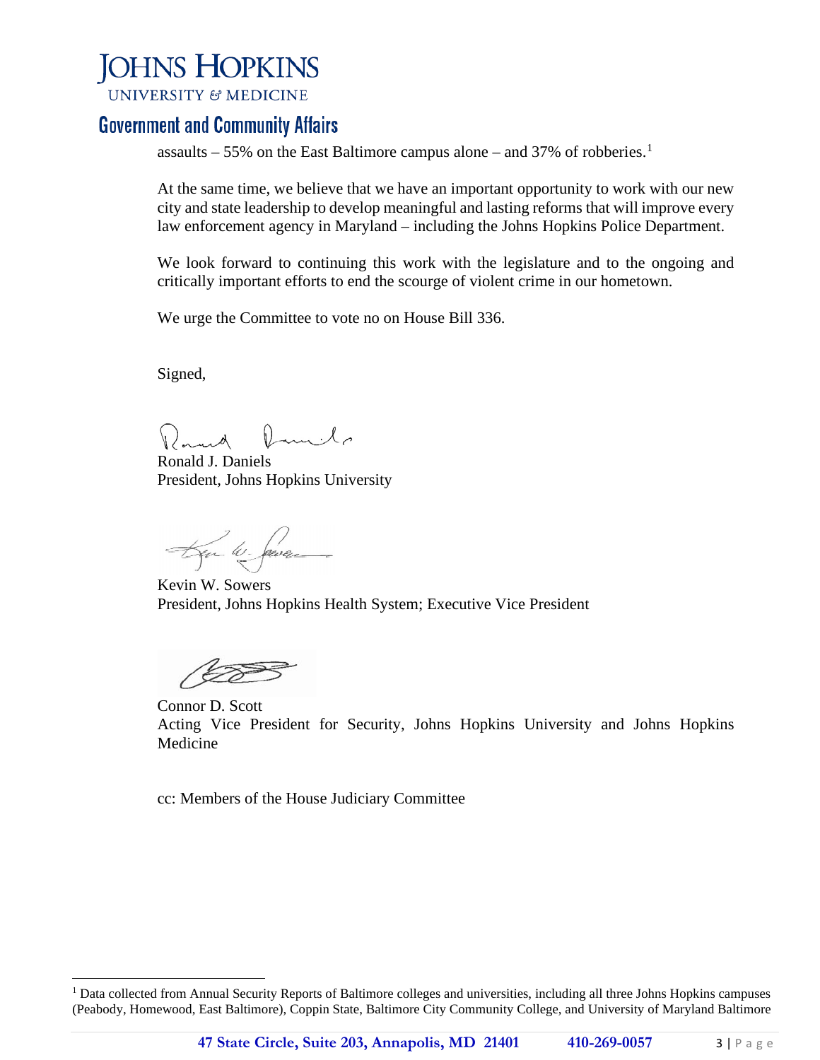assaults – 55% on the East Baltimore campus alone – and 37% of robberies.[1]

At the same time, we believe that we have an important opportunity to work with our new city and state leadership to develop meaningful and lasting reforms that will improve every law enforcement agency in Maryland – including the Johns Hopkins Police Department.

We look forward to continuing this work with the legislature and to the ongoing and critically important efforts to end the scourge of violent crime in our hometown.

We urge the Committee to vote no on House Bill 336.

Signed,

Ronald J. Daniels
President, Johns Hopkins University

Kevin W. Sowers
President, Johns Hopkins Health System; Executive Vice President

Connor D. Scott
Acting Vice President for Security, Johns Hopkins University and Johns Hopkins Medicine

cc: Members of the House Judiciary Committee

[1] Data collected from Annual Security Reports of Baltimore colleges and universities, including all three Johns Hopkins campuses (Peabody, Homewood, East Baltimore), Coppin State, Baltimore City Community College, and University of Maryland Baltimore